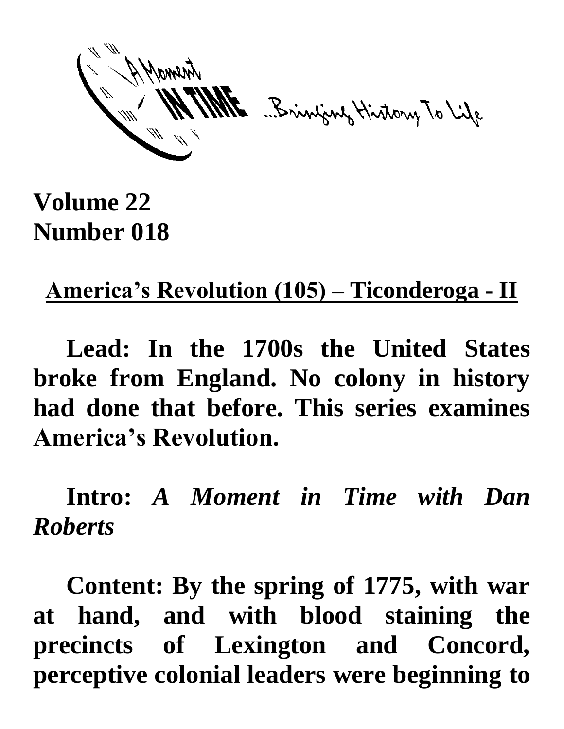A Moment IN TIME ...Bringing History To Life

**Volume 22**
**Number 018**

**America's Revolution (105) – Ticonderoga - II**

**Lead: In the 1700s the United States broke from England. No colony in history had done that before. This series examines America's Revolution.**

**Intro:** ***A Moment in Time with Dan Roberts***

**Content: By the spring of 1775, with war at hand, and with blood staining the precincts of Lexington and Concord, perceptive colonial leaders were beginning to**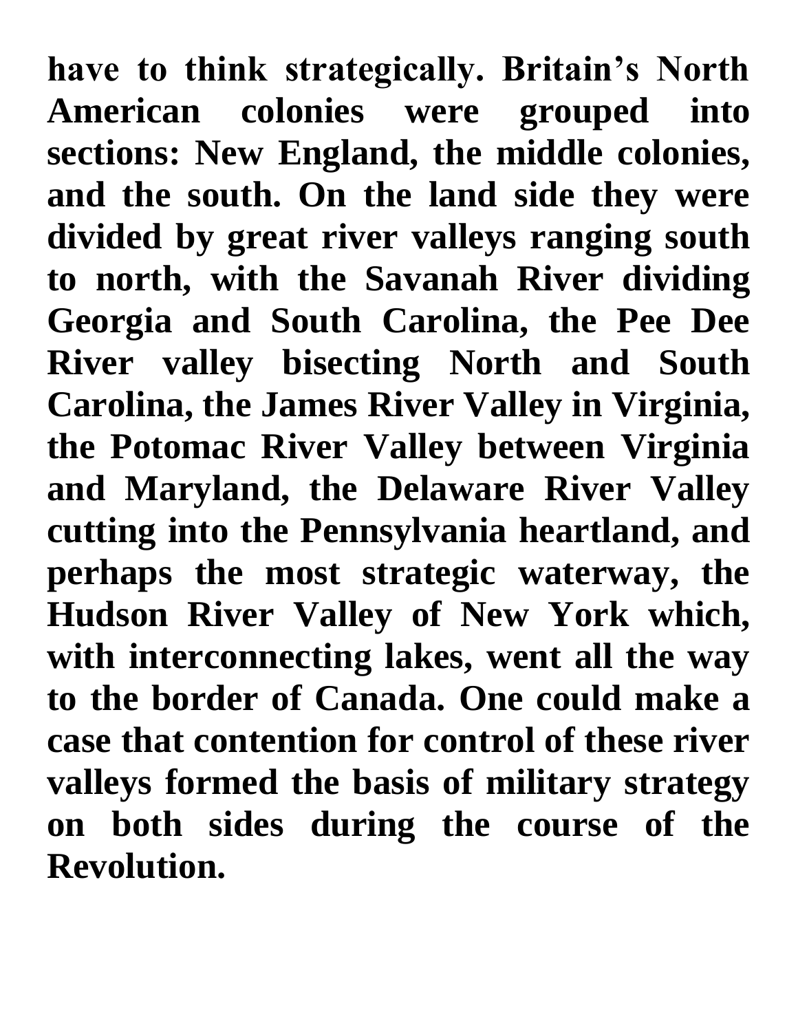have to think strategically. Britain's North American colonies were grouped into sections: New England, the middle colonies, and the south. On the land side they were divided by great river valleys ranging south to north, with the Savanah River dividing Georgia and South Carolina, the Pee Dee River valley bisecting North and South Carolina, the James River Valley in Virginia, the Potomac River Valley between Virginia and Maryland, the Delaware River Valley cutting into the Pennsylvania heartland, and perhaps the most strategic waterway, the Hudson River Valley of New York which, with interconnecting lakes, went all the way to the border of Canada. One could make a case that contention for control of these river valleys formed the basis of military strategy on both sides during the course of the Revolution.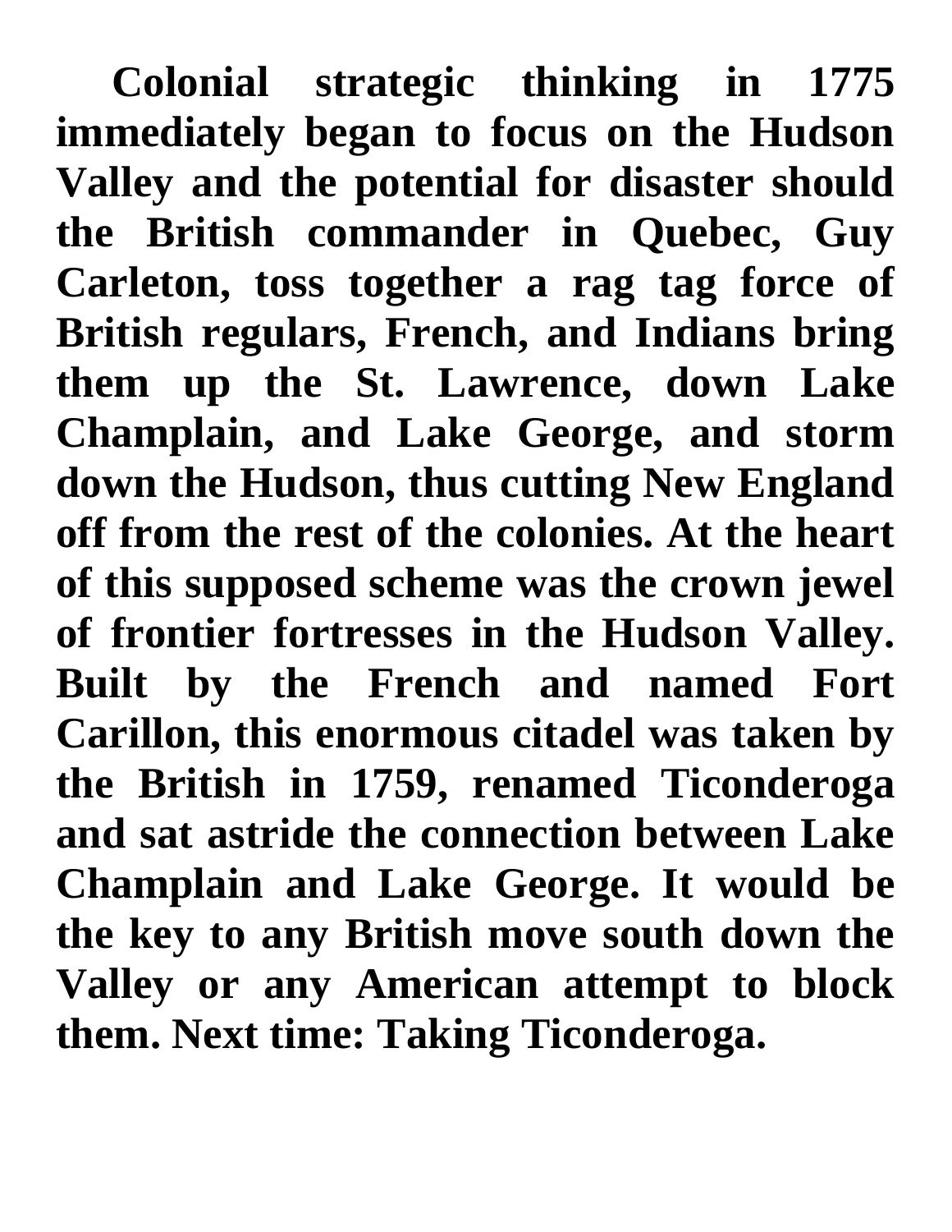**Colonial strategic thinking in 1775 immediately began to focus on the Hudson Valley and the potential for disaster should the British commander in Quebec, Guy Carleton, toss together a rag tag force of British regulars, French, and Indians bring them up the St. Lawrence, down Lake Champlain, and Lake George, and storm down the Hudson, thus cutting New England off from the rest of the colonies. At the heart of this supposed scheme was the crown jewel of frontier fortresses in the Hudson Valley. Built by the French and named Fort Carillon, this enormous citadel was taken by the British in 1759, renamed Ticonderoga and sat astride the connection between Lake Champlain and Lake George. It would be the key to any British move south down the Valley or any American attempt to block them. Next time: Taking Ticonderoga.**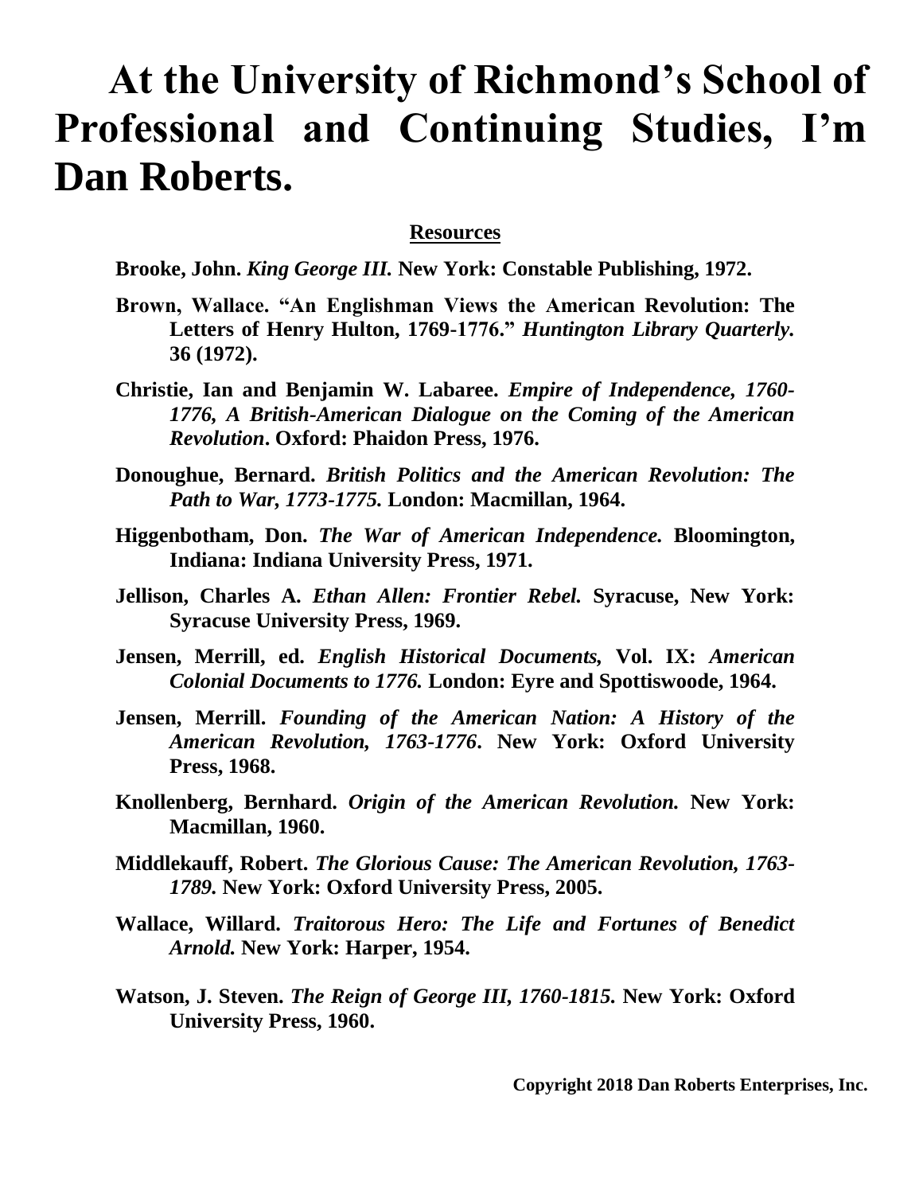# At the University of Richmond's School of Professional and Continuing Studies, I'm Dan Roberts.

**Resources**

**Brooke, John.** ***King George III.*** **New York: Constable Publishing, 1972.**

**Brown, Wallace. "An Englishman Views the American Revolution: The Letters of Henry Hulton, 1769-1776."** ***Huntington Library Quarterly.*** **36 (1972).**

**Christie, Ian and Benjamin W. Labaree.** ***Empire of Independence, 1760-1776, A British-American Dialogue on the Coming of the American Revolution*****. Oxford: Phaidon Press, 1976.**

**Donoughue, Bernard.** ***British Politics and the American Revolution: The Path to War, 1773-1775.*** **London: Macmillan, 1964.**

**Higgenbotham, Don.** ***The War of American Independence.*** **Bloomington, Indiana: Indiana University Press, 1971.**

**Jellison, Charles A.** ***Ethan Allen: Frontier Rebel.*** **Syracuse, New York: Syracuse University Press, 1969.**

**Jensen, Merrill, ed.** ***English Historical Documents,*** **Vol. IX:** ***American Colonial Documents to 1776.*** **London: Eyre and Spottiswoode, 1964.**

**Jensen, Merrill.** ***Founding of the American Nation: A History of the American Revolution, 1763-1776*****. New York: Oxford University Press, 1968.**

**Knollenberg, Bernhard.** ***Origin of the American Revolution.*** **New York: Macmillan, 1960.**

**Middlekauff, Robert.** ***The Glorious Cause: The American Revolution, 1763-1789.*** **New York: Oxford University Press, 2005.**

**Wallace, Willard.** ***Traitorous Hero: The Life and Fortunes of Benedict Arnold.*** **New York: Harper, 1954.**

**Watson, J. Steven.** ***The Reign of George III, 1760-1815.*** **New York: Oxford University Press, 1960.**

**Copyright 2018 Dan Roberts Enterprises, Inc.**